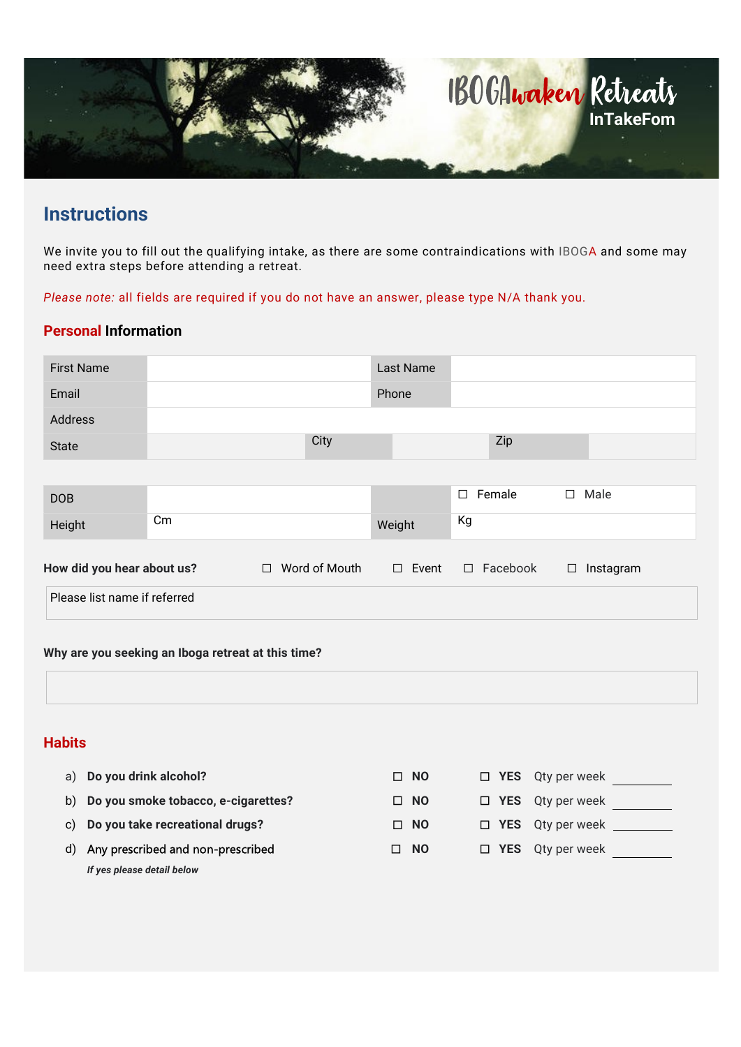# IBOGAwaken Retreats

## InTakeFom

## Instructions

We invite you to fill out the qualifying intake, as there are some contraindications with IBOGA and some may need extra steps before attending a retreat.

*Please note:* all fields are required if you do not have an answer, please type N/A thank you.

### Personal Information

| First Name | | Last Name | | | |
|---|---|---|---|---|---|
| Email | | Phone | | | |
| Address | | | | | |
| State | | City | | Zip | |

| DOB | | | ☐ Female ☐ Male |
|---|---|---|---|
| Height | Cm | Weight | Kg |

**How did you hear about us?** ☐ Word of Mouth ☐ Event ☐ Facebook ☐ Instagram

| Please list name if referred |
|---|

**Why are you seeking an Iboga retreat at this time?**

| |
|---|

### Habits

a) **Do you drink alcohol?** ☐ **NO** ☐ **YES** Qty per week ________

b) **Do you smoke tobacco, e-cigarettes?** ☐ **NO** ☐ **YES** Qty per week ________

c) **Do you take recreational drugs?** ☐ **NO** ☐ **YES** Qty per week ________

d) Any prescribed and non-prescribed ☐ **NO** ☐ **YES** Qty per week ________

***If yes please detail below***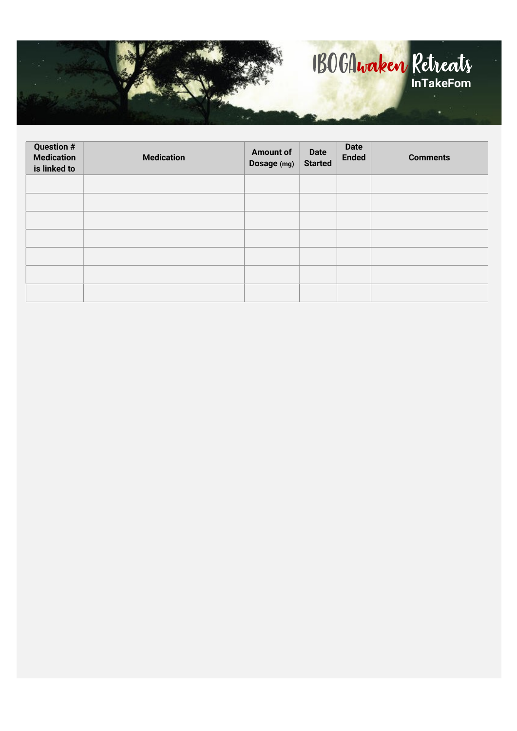IBOGAwaken Retreats
InTakeFom

| Question # Medication is linked to | Medication | Amount of Dosage (mg) | Date Started | Date Ended | Comments |
|---|---|---|---|---|---|
| | | | | | |
| | | | | | |
| | | | | | |
| | | | | | |
| | | | | | |
| | | | | | |
| | | | | | |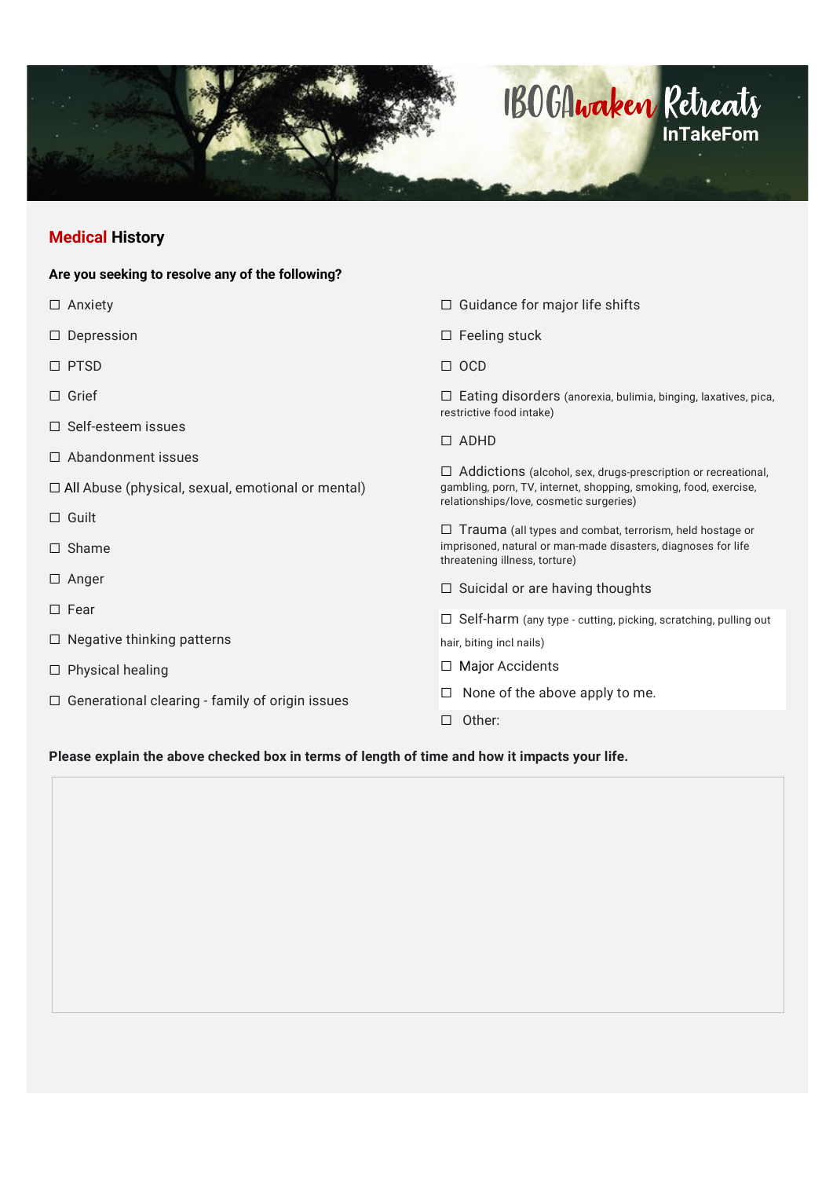# IBOGAwaken Retreats
## InTakeFom

## Medical History

**Are you seeking to resolve any of the following?**

- ☐ Anxiety
- ☐ Depression
- ☐ PTSD
- ☐ Grief
- ☐ Self-esteem issues
- ☐ Abandonment issues
- ☐ All Abuse (physical, sexual, emotional or mental)
- ☐ Guilt
- ☐ Shame
- ☐ Anger
- ☐ Fear
- ☐ Negative thinking patterns
- ☐ Physical healing
- ☐ Generational clearing - family of origin issues
- ☐ Guidance for major life shifts
- ☐ Feeling stuck
- ☐ OCD
- ☐ Eating disorders (anorexia, bulimia, binging, laxatives, pica, restrictive food intake)
- ☐ ADHD
- ☐ Addictions (alcohol, sex, drugs-prescription or recreational, gambling, porn, TV, internet, shopping, smoking, food, exercise, relationships/love, cosmetic surgeries)
- ☐ Trauma (all types and combat, terrorism, held hostage or imprisoned, natural or man-made disasters, diagnoses for life threatening illness, torture)
- ☐ Suicidal or are having thoughts
- ☐ Self-harm (any type - cutting, picking, scratching, pulling out hair, biting incl nails)
- ☐ Major Accidents
- ☐ None of the above apply to me.
- ☐ Other:

**Please explain the above checked box in terms of length of time and how it impacts your life.**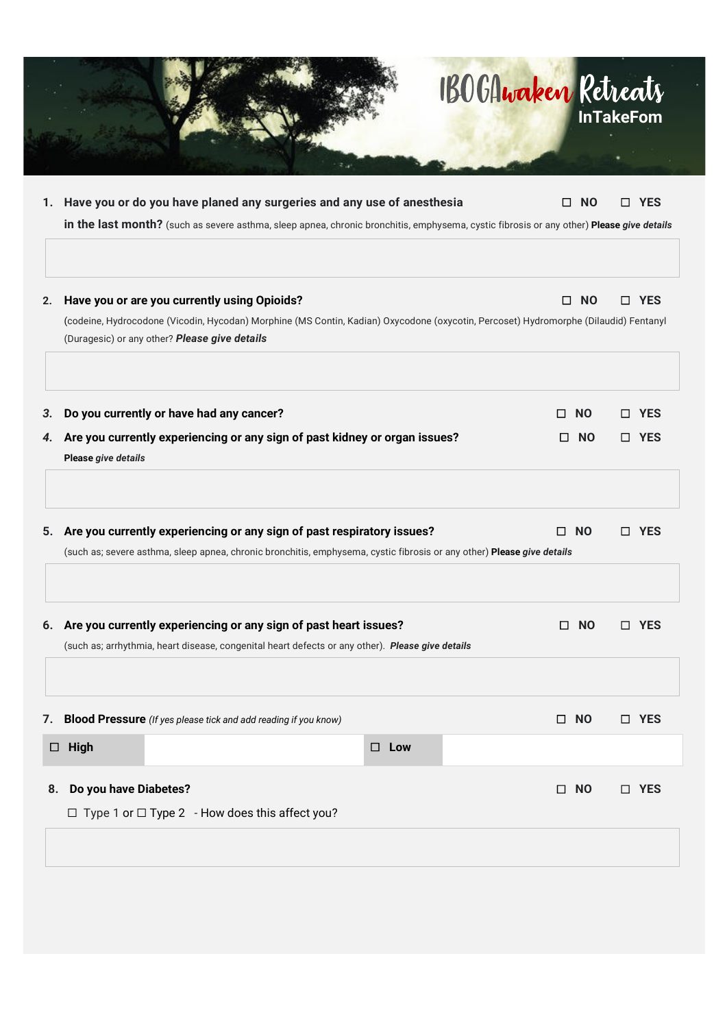# IBOGAwaken Retreats

## InTakeFom

1. **Have you or do you have planed any surgeries and any use of anesthesia in the last month?** (such as severe asthma, sleep apnea, chronic bronchitis, emphysema, cystic fibrosis or any other) **Please *give details*** ☐ **NO** ☐ **YES**

2. **Have you or are you currently using Opioids?** ☐ **NO** ☐ **YES**

   (codeine, Hydrocodone (Vicodin, Hycodan) Morphine (MS Contin, Kadian) Oxycodone (oxycotin, Percoset) Hydromorphe (Dilaudid) Fentanyl (Duragesic) or any other? ***Please give details***

3. **Do you currently or have had any cancer?** ☐ **NO** ☐ **YES**

4. **Are you currently experiencing or any sign of past kidney or organ issues?** ☐ **NO** ☐ **YES**

   **Please *give details***

5. **Are you currently experiencing or any sign of past respiratory issues?** ☐ **NO** ☐ **YES**

   (such as; severe asthma, sleep apnea, chronic bronchitis, emphysema, cystic fibrosis or any other) **Please *give details***

6. **Are you currently experiencing or any sign of past heart issues?** ☐ **NO** ☐ **YES**

   (such as; arrhythmia, heart disease, congenital heart defects or any other). ***Please give details***

7. **Blood Pressure** *(If yes please tick and add reading if you know)* ☐ **NO** ☐ **YES**

| ☐ **High** | | ☐ **Low** | |
|---|---|---|---|

8. **Do you have Diabetes?** ☐ **NO** ☐ **YES**

   ☐ Type 1 or ☐ Type 2 - How does this affect you?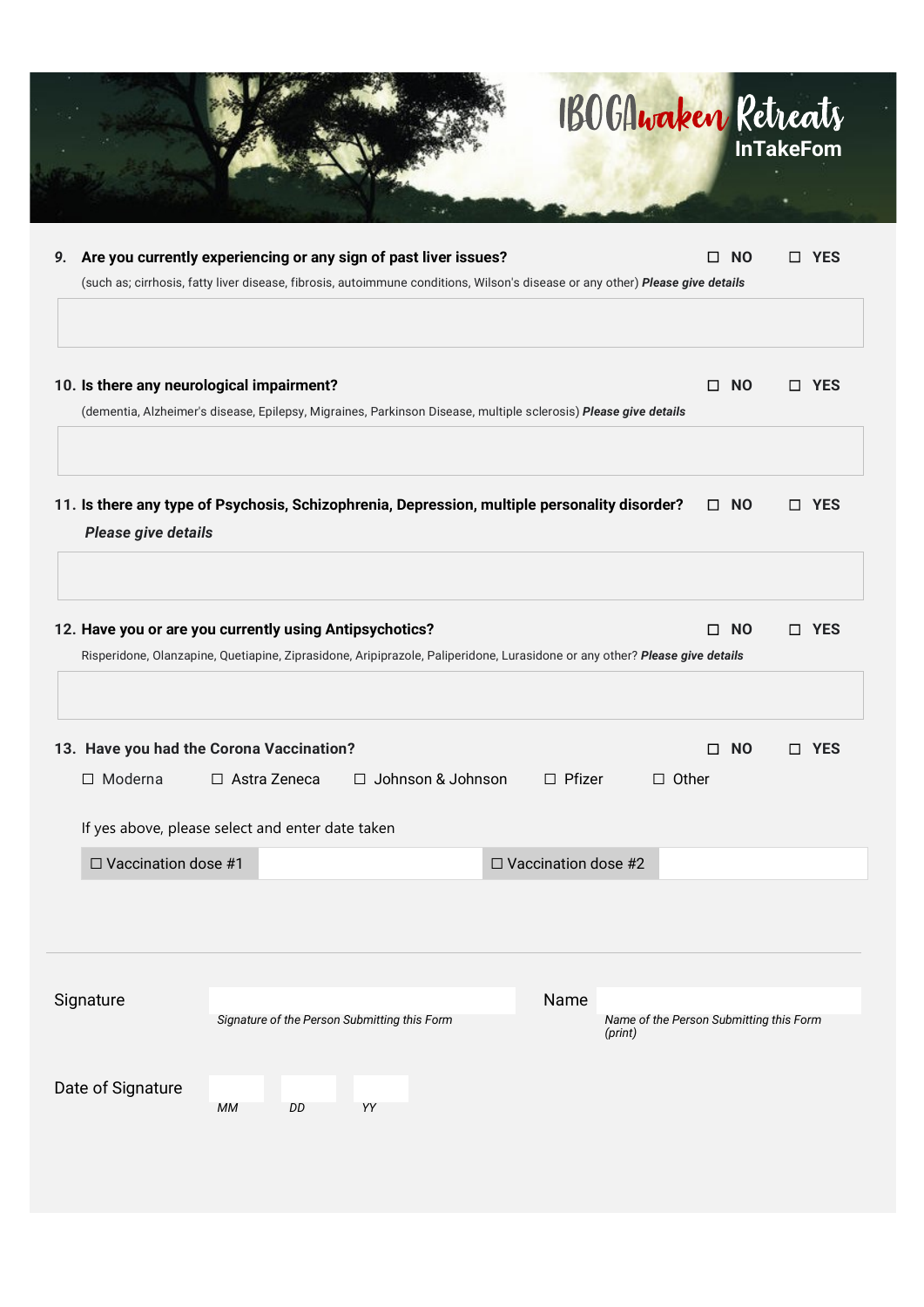# IBOGAwaken Retreats

## InTakeFom

9. **Are you currently experiencing or any sign of past liver issues?** ☐ **NO** ☐ **YES**

(such as; cirrhosis, fatty liver disease, fibrosis, autoimmune conditions, Wilson's disease or any other) ***Please give details***

10. **Is there any neurological impairment?** ☐ **NO** ☐ **YES**

(dementia, Alzheimer's disease, Epilepsy, Migraines, Parkinson Disease, multiple sclerosis) ***Please give details***

11. **Is there any type of Psychosis, Schizophrenia, Depression, multiple personality disorder?** ☐ **NO** ☐ **YES**

***Please give details***

12. **Have you or are you currently using Antipsychotics?** ☐ **NO** ☐ **YES**

Risperidone, Olanzapine, Quetiapine, Ziprasidone, Aripiprazole, Paliperidone, Lurasidone or any other? ***Please give details***

13. **Have you had the Corona Vaccination?** ☐ **NO** ☐ **YES**

☐ Moderna ☐ Astra Zeneca ☐ Johnson & Johnson ☐ Pfizer ☐ Other

If yes above, please select and enter date taken

☐ Vaccination dose #1 ☐ Vaccination dose #2

---

Signature

*Signature of the Person Submitting this Form*

Name

*Name of the Person Submitting this Form (print)*

Date of Signature

*MM* *DD* *YY*